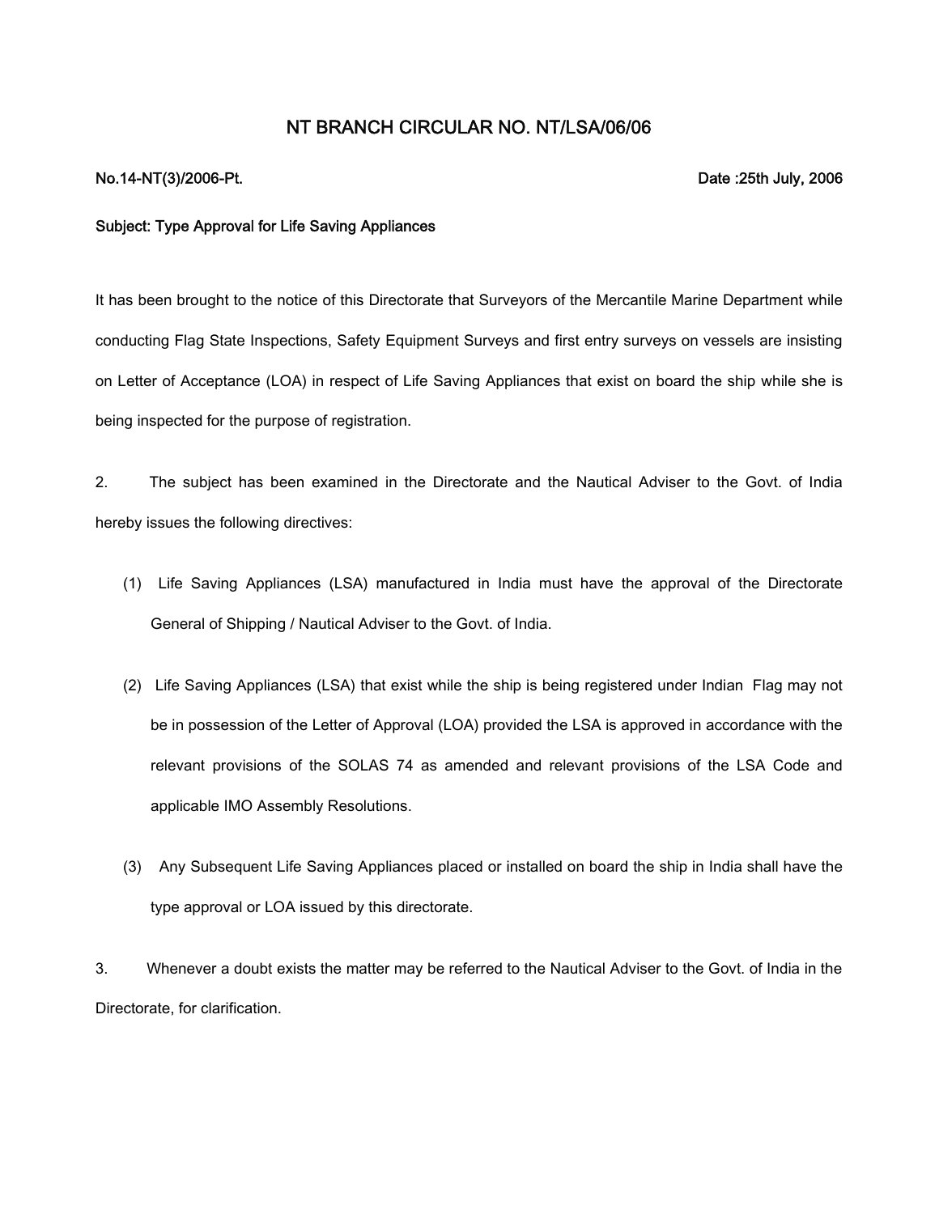# NT BRANCH CIRCULAR NO. NT/LSA/06/06

**No.14-NT(3)/2006-Pt.** **Date :25th July, 2006**

**Subject: Type Approval for Life Saving Appliances**

It has been brought to the notice of this Directorate that Surveyors of the Mercantile Marine Department while conducting Flag State Inspections, Safety Equipment Surveys and first entry surveys on vessels are insisting on Letter of Acceptance (LOA) in respect of Life Saving Appliances that exist on board the ship while she is being inspected for the purpose of registration.

2. The subject has been examined in the Directorate and the Nautical Adviser to the Govt. of India hereby issues the following directives:

(1) Life Saving Appliances (LSA) manufactured in India must have the approval of the Directorate General of Shipping / Nautical Adviser to the Govt. of India.

(2) Life Saving Appliances (LSA) that exist while the ship is being registered under Indian Flag may not be in possession of the Letter of Approval (LOA) provided the LSA is approved in accordance with the relevant provisions of the SOLAS 74 as amended and relevant provisions of the LSA Code and applicable IMO Assembly Resolutions.

(3) Any Subsequent Life Saving Appliances placed or installed on board the ship in India shall have the type approval or LOA issued by this directorate.

3. Whenever a doubt exists the matter may be referred to the Nautical Adviser to the Govt. of India in the Directorate, for clarification.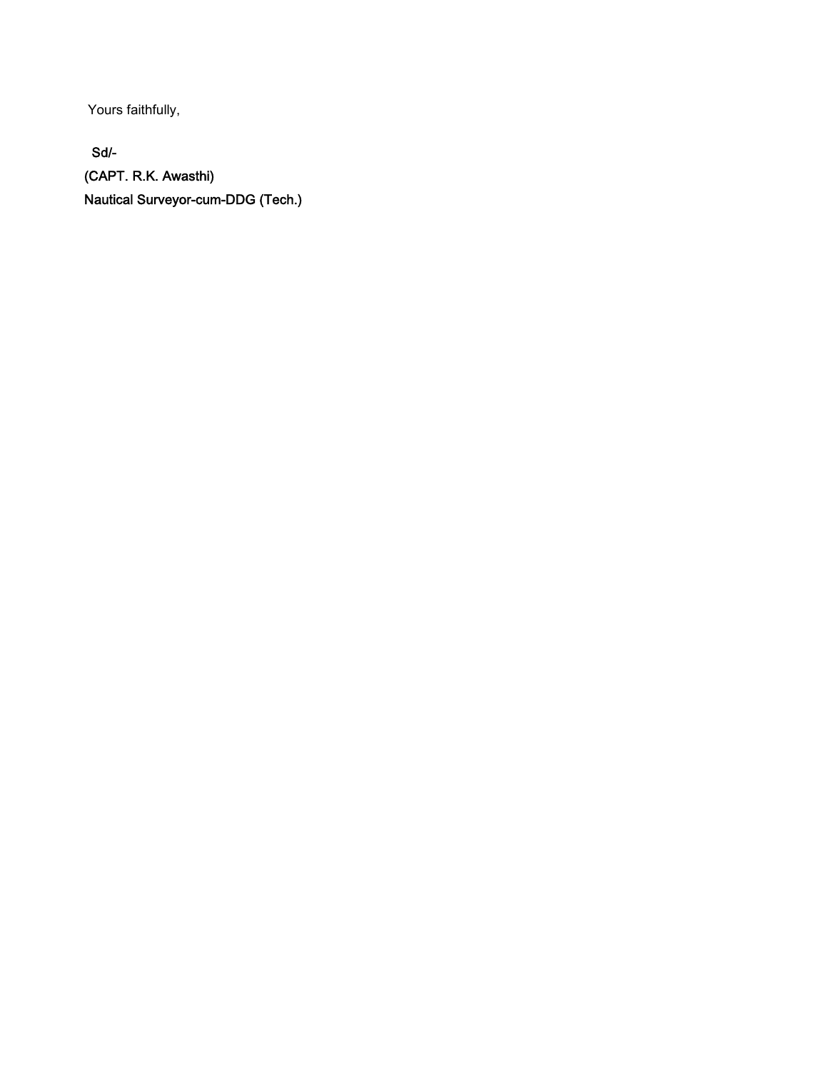Yours faithfully,

Sd/-

(CAPT. R.K. Awasthi)

Nautical Surveyor-cum-DDG (Tech.)